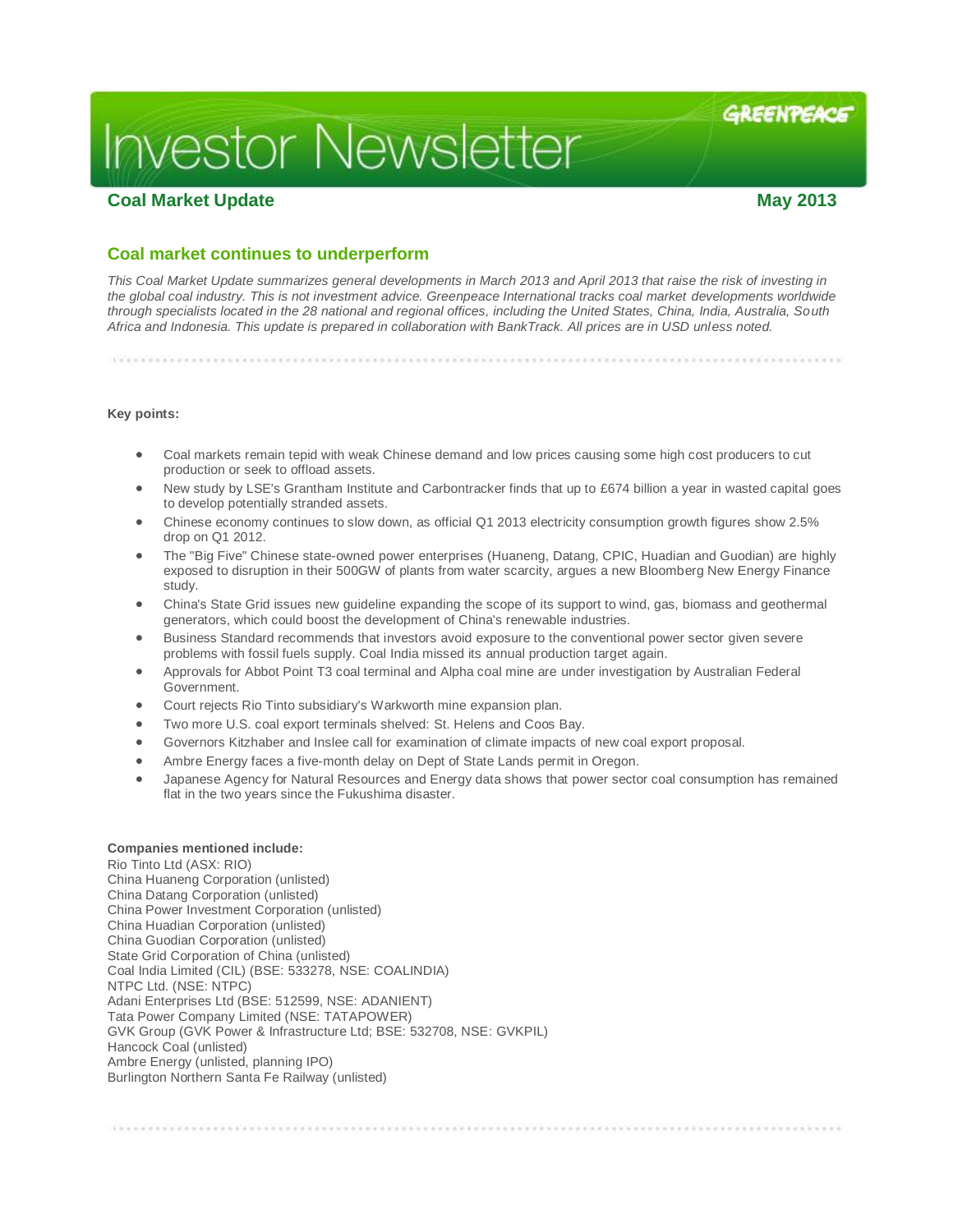# Investor Newsletter

GREENPEACE

**Coal Market Update** **May 2013**

## Coal market continues to underperform

*This Coal Market Update summarizes general developments in March 2013 and April 2013 that raise the risk of investing in the global coal industry. This is not investment advice. Greenpeace International tracks coal market developments worldwide through specialists located in the 28 national and regional offices, including the United States, China, India, Australia, South Africa and Indonesia. This update is prepared in collaboration with BankTrack. All prices are in USD unless noted.*

**Key points:**

- Coal markets remain tepid with weak Chinese demand and low prices causing some high cost producers to cut production or seek to offload assets.
- New study by LSE's Grantham Institute and Carbontracker finds that up to £674 billion a year in wasted capital goes to develop potentially stranded assets.
- Chinese economy continues to slow down, as official Q1 2013 electricity consumption growth figures show 2.5% drop on Q1 2012.
- The "Big Five" Chinese state-owned power enterprises (Huaneng, Datang, CPIC, Huadian and Guodian) are highly exposed to disruption in their 500GW of plants from water scarcity, argues a new Bloomberg New Energy Finance study.
- China's State Grid issues new guideline expanding the scope of its support to wind, gas, biomass and geothermal generators, which could boost the development of China's renewable industries.
- Business Standard recommends that investors avoid exposure to the conventional power sector given severe problems with fossil fuels supply. Coal India missed its annual production target again.
- Approvals for Abbot Point T3 coal terminal and Alpha coal mine are under investigation by Australian Federal Government.
- Court rejects Rio Tinto subsidiary's Warkworth mine expansion plan.
- Two more U.S. coal export terminals shelved: St. Helens and Coos Bay.
- Governors Kitzhaber and Inslee call for examination of climate impacts of new coal export proposal.
- Ambre Energy faces a five-month delay on Dept of State Lands permit in Oregon.
- Japanese Agency for Natural Resources and Energy data shows that power sector coal consumption has remained flat in the two years since the Fukushima disaster.

**Companies mentioned include:**
Rio Tinto Ltd (ASX: RIO)
China Huaneng Corporation (unlisted)
China Datang Corporation (unlisted)
China Power Investment Corporation (unlisted)
China Huadian Corporation (unlisted)
China Guodian Corporation (unlisted)
State Grid Corporation of China (unlisted)
Coal India Limited (CIL) (BSE: 533278, NSE: COALINDIA)
NTPC Ltd. (NSE: NTPC)
Adani Enterprises Ltd (BSE: 512599, NSE: ADANIENT)
Tata Power Company Limited (NSE: TATAPOWER)
GVK Group (GVK Power & Infrastructure Ltd; BSE: 532708, NSE: GVKPIL)
Hancock Coal (unlisted)
Ambre Energy (unlisted, planning IPO)
Burlington Northern Santa Fe Railway (unlisted)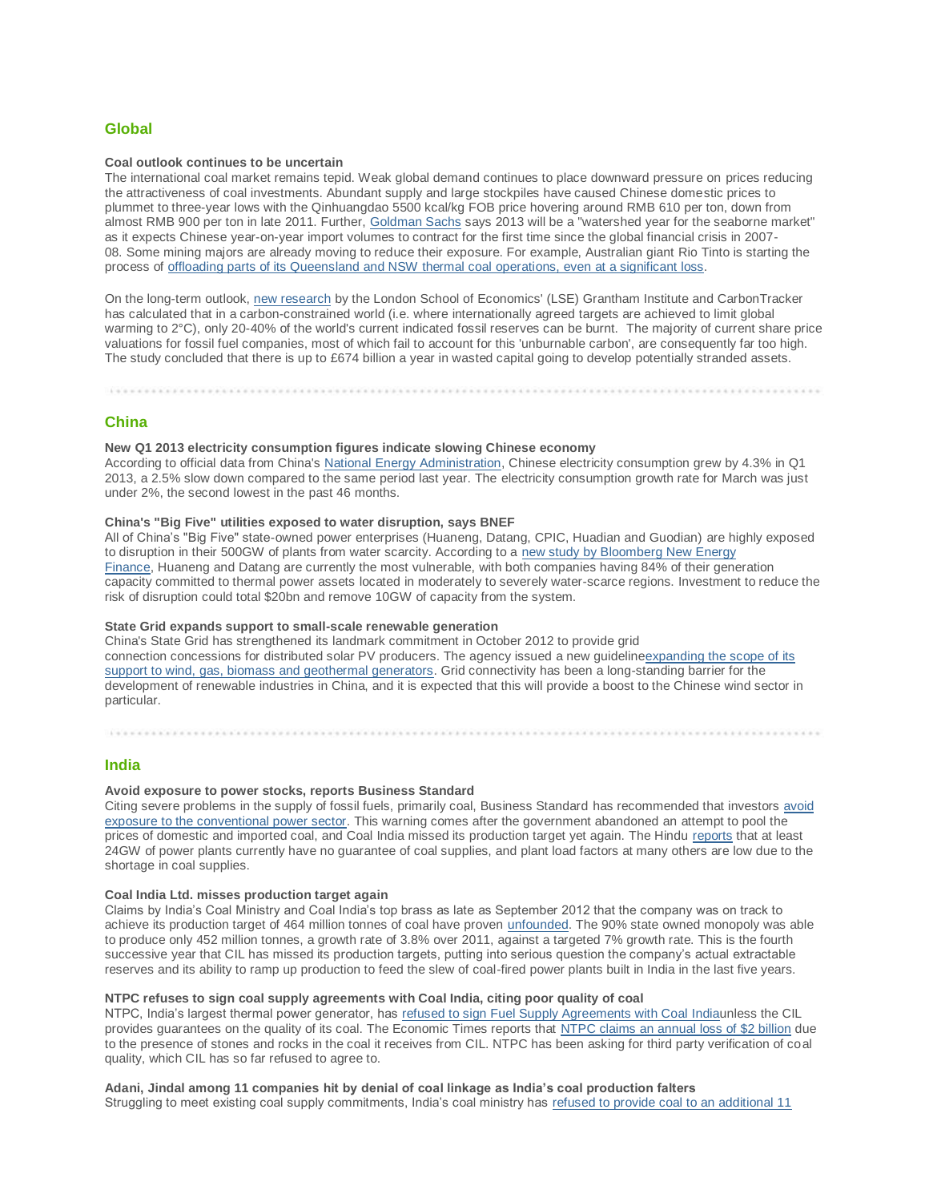## Global

**Coal outlook continues to be uncertain**

The international coal market remains tepid. Weak global demand continues to place downward pressure on prices reducing the attractiveness of coal investments. Abundant supply and large stockpiles have caused Chinese domestic prices to plummet to three-year lows with the Qinhuangdao 5500 kcal/kg FOB price hovering around RMB 610 per ton, down from almost RMB 900 per ton in late 2011. Further, Goldman Sachs says 2013 will be a "watershed year for the seaborne market" as it expects Chinese year-on-year import volumes to contract for the first time since the global financial crisis in 2007-08. Some mining majors are already moving to reduce their exposure. For example, Australian giant Rio Tinto is starting the process of offloading parts of its Queensland and NSW thermal coal operations, even at a significant loss.

On the long-term outlook, new research by the London School of Economics' (LSE) Grantham Institute and CarbonTracker has calculated that in a carbon-constrained world (i.e. where internationally agreed targets are achieved to limit global warming to 2°C), only 20-40% of the world's current indicated fossil reserves can be burnt. The majority of current share price valuations for fossil fuel companies, most of which fail to account for this 'unburnable carbon', are consequently far too high. The study concluded that there is up to £674 billion a year in wasted capital going to develop potentially stranded assets.

## China

**New Q1 2013 electricity consumption figures indicate slowing Chinese economy**

According to official data from China's National Energy Administration, Chinese electricity consumption grew by 4.3% in Q1 2013, a 2.5% slow down compared to the same period last year. The electricity consumption growth rate for March was just under 2%, the second lowest in the past 46 months.

**China's "Big Five" utilities exposed to water disruption, says BNEF**

All of China's "Big Five" state-owned power enterprises (Huaneng, Datang, CPIC, Huadian and Guodian) are highly exposed to disruption in their 500GW of plants from water scarcity. According to a new study by Bloomberg New Energy Finance, Huaneng and Datang are currently the most vulnerable, with both companies having 84% of their generation capacity committed to thermal power assets located in moderately to severely water-scarce regions. Investment to reduce the risk of disruption could total $20bn and remove 10GW of capacity from the system.

**State Grid expands support to small-scale renewable generation**

China's State Grid has strengthened its landmark commitment in October 2012 to provide grid connection concessions for distributed solar PV producers. The agency issued a new guidelineexpanding the scope of its support to wind, gas, biomass and geothermal generators. Grid connectivity has been a long-standing barrier for the development of renewable industries in China, and it is expected that this will provide a boost to the Chinese wind sector in particular.

## India

**Avoid exposure to power stocks, reports Business Standard**

Citing severe problems in the supply of fossil fuels, primarily coal, Business Standard has recommended that investors avoid exposure to the conventional power sector. This warning comes after the government abandoned an attempt to pool the prices of domestic and imported coal, and Coal India missed its production target yet again. The Hindu reports that at least 24GW of power plants currently have no guarantee of coal supplies, and plant load factors at many others are low due to the shortage in coal supplies.

**Coal India Ltd. misses production target again**

Claims by India's Coal Ministry and Coal India's top brass as late as September 2012 that the company was on track to achieve its production target of 464 million tonnes of coal have proven unfounded. The 90% state owned monopoly was able to produce only 452 million tonnes, a growth rate of 3.8% over 2011, against a targeted 7% growth rate. This is the fourth successive year that CIL has missed its production targets, putting into serious question the company's actual extractable reserves and its ability to ramp up production to feed the slew of coal-fired power plants built in India in the last five years.

**NTPC refuses to sign coal supply agreements with Coal India, citing poor quality of coal**

NTPC, India's largest thermal power generator, has refused to sign Fuel Supply Agreements with Coal Indiaunless the CIL provides guarantees on the quality of its coal. The Economic Times reports that NTPC claims an annual loss of $2 billion due to the presence of stones and rocks in the coal it receives from CIL. NTPC has been asking for third party verification of coal quality, which CIL has so far refused to agree to.

**Adani, Jindal among 11 companies hit by denial of coal linkage as India's coal production falters**

Struggling to meet existing coal supply commitments, India's coal ministry has refused to provide coal to an additional 11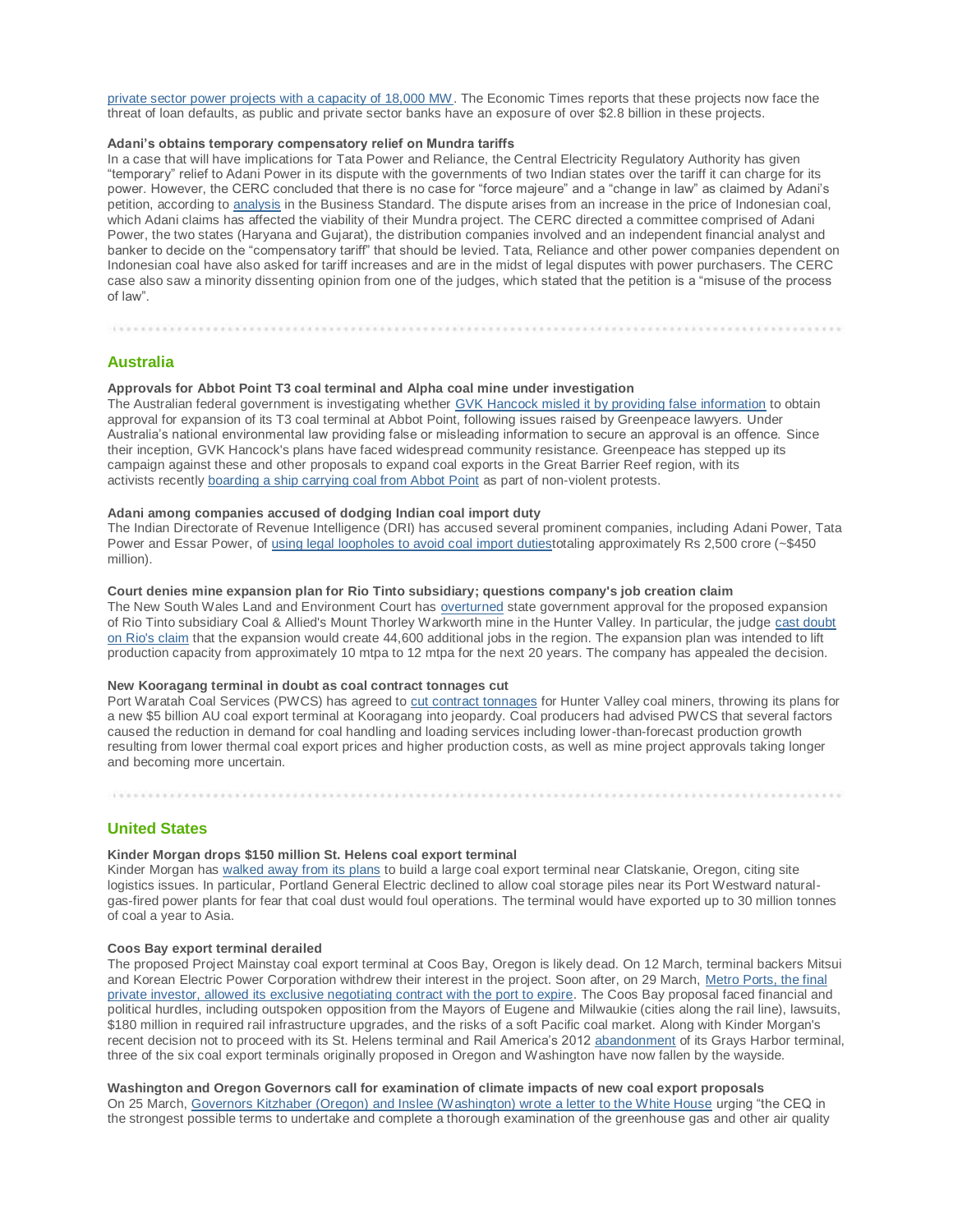private sector power projects with a capacity of 18,000 MW. The Economic Times reports that these projects now face the threat of loan defaults, as public and private sector banks have an exposure of over $2.8 billion in these projects.

**Adani's obtains temporary compensatory relief on Mundra tariffs**

In a case that will have implications for Tata Power and Reliance, the Central Electricity Regulatory Authority has given "temporary" relief to Adani Power in its dispute with the governments of two Indian states over the tariff it can charge for its power. However, the CERC concluded that there is no case for "force majeure" and a "change in law" as claimed by Adani's petition, according to analysis in the Business Standard. The dispute arises from an increase in the price of Indonesian coal, which Adani claims has affected the viability of their Mundra project. The CERC directed a committee comprised of Adani Power, the two states (Haryana and Gujarat), the distribution companies involved and an independent financial analyst and banker to decide on the "compensatory tariff" that should be levied. Tata, Reliance and other power companies dependent on Indonesian coal have also asked for tariff increases and are in the midst of legal disputes with power purchasers. The CERC case also saw a minority dissenting opinion from one of the judges, which stated that the petition is a "misuse of the process of law".

## Australia

**Approvals for Abbot Point T3 coal terminal and Alpha coal mine under investigation**

The Australian federal government is investigating whether GVK Hancock misled it by providing false information to obtain approval for expansion of its T3 coal terminal at Abbot Point, following issues raised by Greenpeace lawyers. Under Australia's national environmental law providing false or misleading information to secure an approval is an offence. Since their inception, GVK Hancock's plans have faced widespread community resistance. Greenpeace has stepped up its campaign against these and other proposals to expand coal exports in the Great Barrier Reef region, with its activists recently boarding a ship carrying coal from Abbot Point as part of non-violent protests.

**Adani among companies accused of dodging Indian coal import duty**

The Indian Directorate of Revenue Intelligence (DRI) has accused several prominent companies, including Adani Power, Tata Power and Essar Power, of using legal loopholes to avoid coal import dutiestotaling approximately Rs 2,500 crore (~$450 million).

**Court denies mine expansion plan for Rio Tinto subsidiary; questions company's job creation claim**

The New South Wales Land and Environment Court has overturned state government approval for the proposed expansion of Rio Tinto subsidiary Coal & Allied's Mount Thorley Warkworth mine in the Hunter Valley. In particular, the judge cast doubt on Rio's claim that the expansion would create 44,600 additional jobs in the region. The expansion plan was intended to lift production capacity from approximately 10 mtpa to 12 mtpa for the next 20 years. The company has appealed the decision.

**New Kooragang terminal in doubt as coal contract tonnages cut**

Port Waratah Coal Services (PWCS) has agreed to cut contract tonnages for Hunter Valley coal miners, throwing its plans for a new $5 billion AU coal export terminal at Kooragang into jeopardy. Coal producers had advised PWCS that several factors caused the reduction in demand for coal handling and loading services including lower-than-forecast production growth resulting from lower thermal coal export prices and higher production costs, as well as mine project approvals taking longer and becoming more uncertain.

## United States

**Kinder Morgan drops $150 million St. Helens coal export terminal**

Kinder Morgan has walked away from its plans to build a large coal export terminal near Clatskanie, Oregon, citing site logistics issues. In particular, Portland General Electric declined to allow coal storage piles near its Port Westward natural-gas-fired power plants for fear that coal dust would foul operations. The terminal would have exported up to 30 million tonnes of coal a year to Asia.

**Coos Bay export terminal derailed**

The proposed Project Mainstay coal export terminal at Coos Bay, Oregon is likely dead. On 12 March, terminal backers Mitsui and Korean Electric Power Corporation withdrew their interest in the project. Soon after, on 29 March, Metro Ports, the final private investor, allowed its exclusive negotiating contract with the port to expire. The Coos Bay proposal faced financial and political hurdles, including outspoken opposition from the Mayors of Eugene and Milwaukie (cities along the rail line), lawsuits, $180 million in required rail infrastructure upgrades, and the risks of a soft Pacific coal market. Along with Kinder Morgan's recent decision not to proceed with its St. Helens terminal and Rail America's 2012 abandonment of its Grays Harbor terminal, three of the six coal export terminals originally proposed in Oregon and Washington have now fallen by the wayside.

**Washington and Oregon Governors call for examination of climate impacts of new coal export proposals**

On 25 March, Governors Kitzhaber (Oregon) and Inslee (Washington) wrote a letter to the White House urging "the CEQ in the strongest possible terms to undertake and complete a thorough examination of the greenhouse gas and other air quality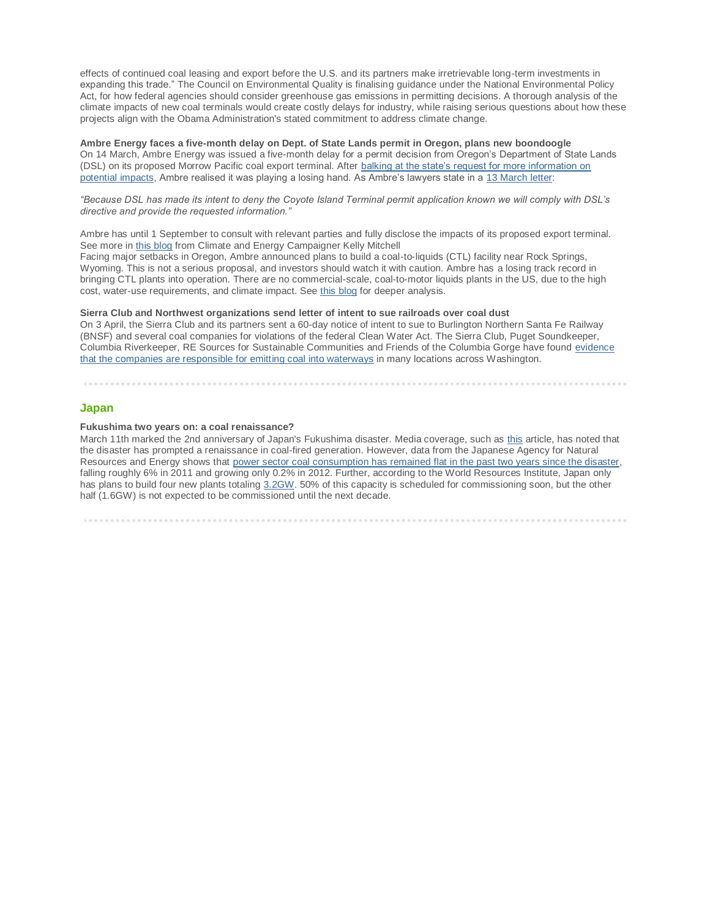effects of continued coal leasing and export before the U.S. and its partners make irretrievable long-term investments in expanding this trade." The Council on Environmental Quality is finalising guidance under the National Environmental Policy Act, for how federal agencies should consider greenhouse gas emissions in permitting decisions. A thorough analysis of the climate impacts of new coal terminals would create costly delays for industry, while raising serious questions about how these projects align with the Obama Administration's stated commitment to address climate change.

**Ambre Energy faces a five-month delay on Dept. of State Lands permit in Oregon, plans new boondoogle**
On 14 March, Ambre Energy was issued a five-month delay for a permit decision from Oregon's Department of State Lands (DSL) on its proposed Morrow Pacific coal export terminal. After balking at the state's request for more information on potential impacts, Ambre realised it was playing a losing hand. As Ambre's lawyers state in a 13 March letter:

*"Because DSL has made its intent to deny the Coyote Island Terminal permit application known we will comply with DSL's directive and provide the requested information."*

Ambre has until 1 September to consult with relevant parties and fully disclose the impacts of its proposed export terminal. See more in this blog from Climate and Energy Campaigner Kelly Mitchell
Facing major setbacks in Oregon, Ambre announced plans to build a coal-to-liquids (CTL) facility near Rock Springs, Wyoming. This is not a serious proposal, and investors should watch it with caution. Ambre has a losing track record in bringing CTL plants into operation. There are no commercial-scale, coal-to-motor liquids plants in the US, due to the high cost, water-use requirements, and climate impact. See this blog for deeper analysis.

**Sierra Club and Northwest organizations send letter of intent to sue railroads over coal dust**
On 3 April, the Sierra Club and its partners sent a 60-day notice of intent to sue to Burlington Northern Santa Fe Railway (BNSF) and several coal companies for violations of the federal Clean Water Act. The Sierra Club, Puget Soundkeeper, Columbia Riverkeeper, RE Sources for Sustainable Communities and Friends of the Columbia Gorge have found evidence that the companies are responsible for emitting coal into waterways in many locations across Washington.

## Japan

**Fukushima two years on: a coal renaissance?**
March 11th marked the 2nd anniversary of Japan's Fukushima disaster. Media coverage, such as this article, has noted that the disaster has prompted a renaissance in coal-fired generation. However, data from the Japanese Agency for Natural Resources and Energy shows that power sector coal consumption has remained flat in the past two years since the disaster, falling roughly 6% in 2011 and growing only 0.2% in 2012. Further, according to the World Resources Institute, Japan only has plans to build four new plants totaling 3.2GW. 50% of this capacity is scheduled for commissioning soon, but the other half (1.6GW) is not expected to be commissioned until the next decade.